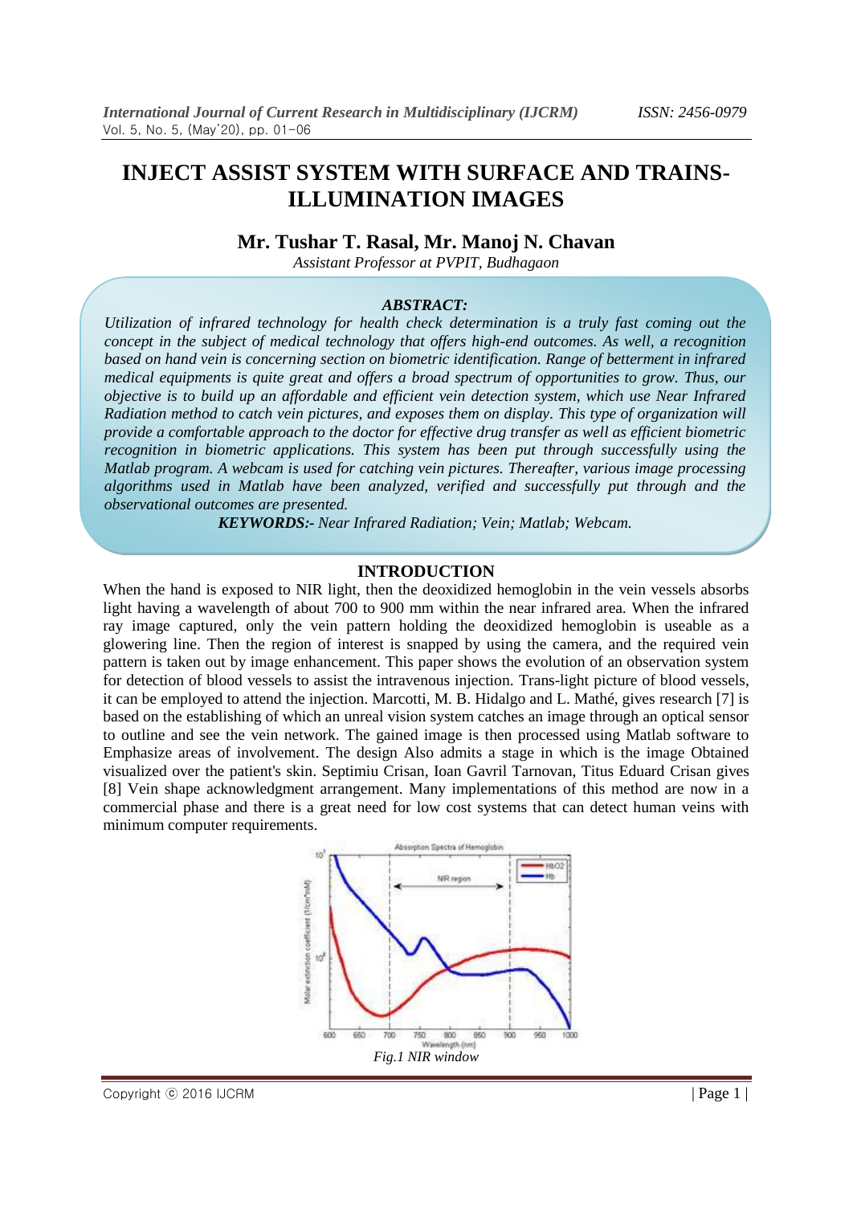# INJECT ASSIST SYSTEM WITH SURFACE AND TRAINS-ILLUMINATION IMAGES

**Mr. Tushar T. Rasal, Mr. Manoj N. Chavan**

*Assistant Professor at PVPIT, Budhagaon*

***ABSTRACT:***

*Utilization of infrared technology for health check determination is a truly fast coming out the concept in the subject of medical technology that offers high-end outcomes. As well, a recognition based on hand vein is concerning section on biometric identification. Range of betterment in infrared medical equipments is quite great and offers a broad spectrum of opportunities to grow. Thus, our objective is to build up an affordable and efficient vein detection system, which use Near Infrared Radiation method to catch vein pictures, and exposes them on display. This type of organization will provide a comfortable approach to the doctor for effective drug transfer as well as efficient biometric recognition in biometric applications. This system has been put through successfully using the Matlab program. A webcam is used for catching vein pictures. Thereafter, various image processing algorithms used in Matlab have been analyzed, verified and successfully put through and the observational outcomes are presented.*

***KEYWORDS:-*** *Near Infrared Radiation; Vein; Matlab; Webcam.*

## INTRODUCTION

When the hand is exposed to NIR light, then the deoxidized hemoglobin in the vein vessels absorbs light having a wavelength of about 700 to 900 mm within the near infrared area. When the infrared ray image captured, only the vein pattern holding the deoxidized hemoglobin is useable as a glowering line. Then the region of interest is snapped by using the camera, and the required vein pattern is taken out by image enhancement. This paper shows the evolution of an observation system for detection of blood vessels to assist the intravenous injection. Trans-light picture of blood vessels, it can be employed to attend the injection. Marcotti, M. B. Hidalgo and L. Mathé, gives research [7] is based on the establishing of which an unreal vision system catches an image through an optical sensor to outline and see the vein network. The gained image is then processed using Matlab software to Emphasize areas of involvement. The design Also admits a stage in which is the image Obtained visualized over the patient's skin. Septimiu Crisan, Ioan Gavril Tarnovan, Titus Eduard Crisan gives [8] Vein shape acknowledgment arrangement. Many implementations of this method are now in a commercial phase and there is a great need for low cost systems that can detect human veins with minimum computer requirements.

*Fig.1 NIR window*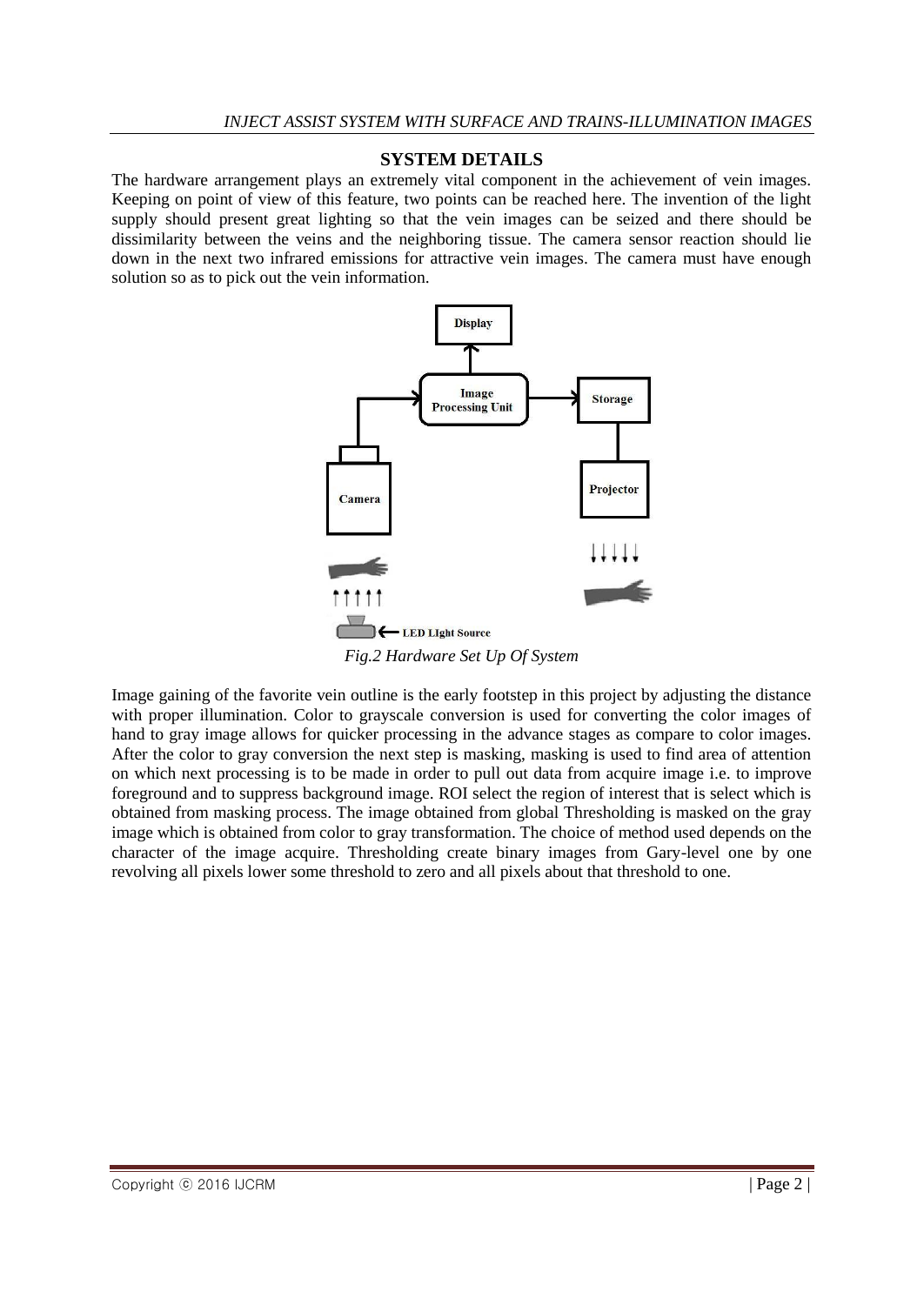## SYSTEM DETAILS

The hardware arrangement plays an extremely vital component in the achievement of vein images. Keeping on point of view of this feature, two points can be reached here. The invention of the light supply should present great lighting so that the vein images can be seized and there should be dissimilarity between the veins and the neighboring tissue. The camera sensor reaction should lie down in the next two infrared emissions for attractive vein images. The camera must have enough solution so as to pick out the vein information.

*Fig.2 Hardware Set Up Of System*

Image gaining of the favorite vein outline is the early footstep in this project by adjusting the distance with proper illumination. Color to grayscale conversion is used for converting the color images of hand to gray image allows for quicker processing in the advance stages as compare to color images. After the color to gray conversion the next step is masking, masking is used to find area of attention on which next processing is to be made in order to pull out data from acquire image i.e. to improve foreground and to suppress background image. ROI select the region of interest that is select which is obtained from masking process. The image obtained from global Thresholding is masked on the gray image which is obtained from color to gray transformation. The choice of method used depends on the character of the image acquire. Thresholding create binary images from Gary-level one by one revolving all pixels lower some threshold to zero and all pixels about that threshold to one.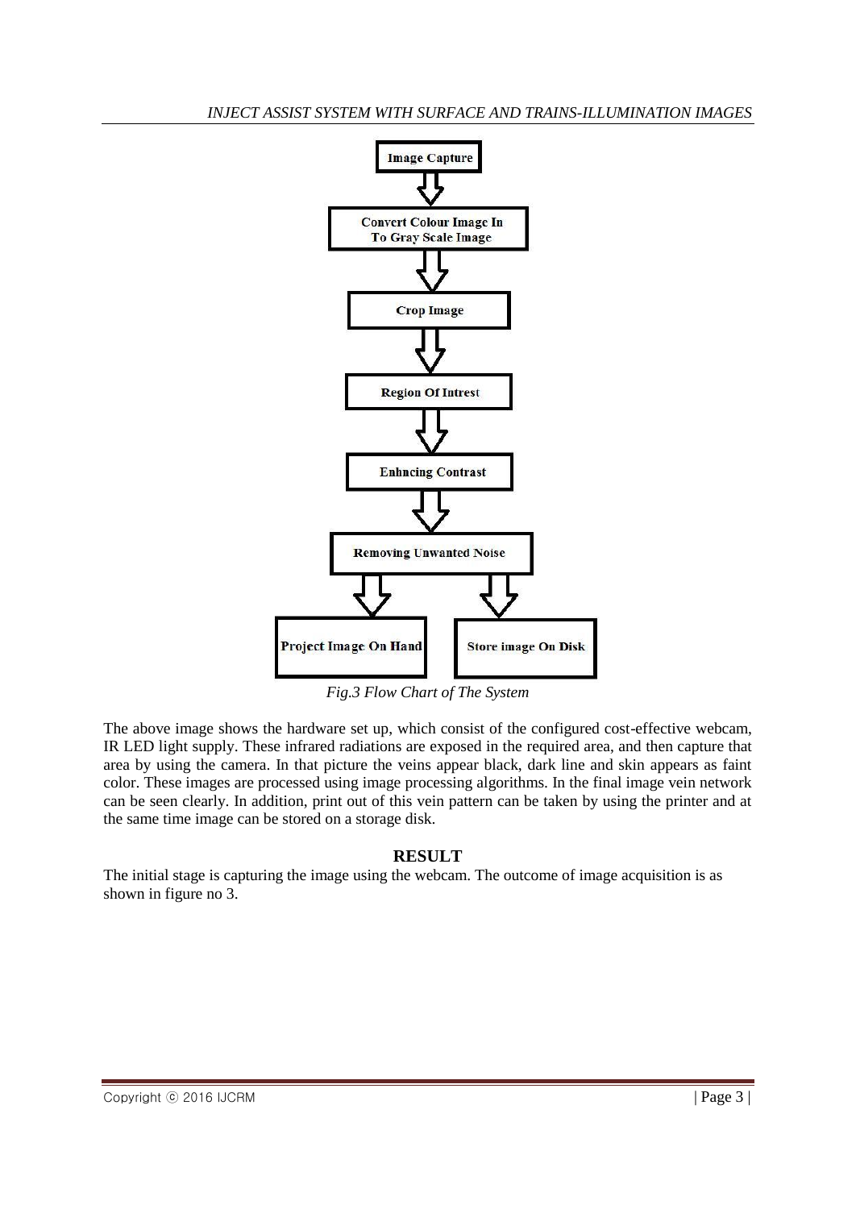Image Capture

Convert Colour Image In To Gray Scale Image

Crop Image

Region Of Intrest

Enhncing Contrast

Removing Unwanted Noise

Project Image On Hand

Store image On Disk

*Fig.3 Flow Chart of The System*

The above image shows the hardware set up, which consist of the configured cost-effective webcam, IR LED light supply. These infrared radiations are exposed in the required area, and then capture that area by using the camera. In that picture the veins appear black, dark line and skin appears as faint color. These images are processed using image processing algorithms. In the final image vein network can be seen clearly. In addition, print out of this vein pattern can be taken by using the printer and at the same time image can be stored on a storage disk.

## RESULT

The initial stage is capturing the image using the webcam. The outcome of image acquisition is as shown in figure no 3.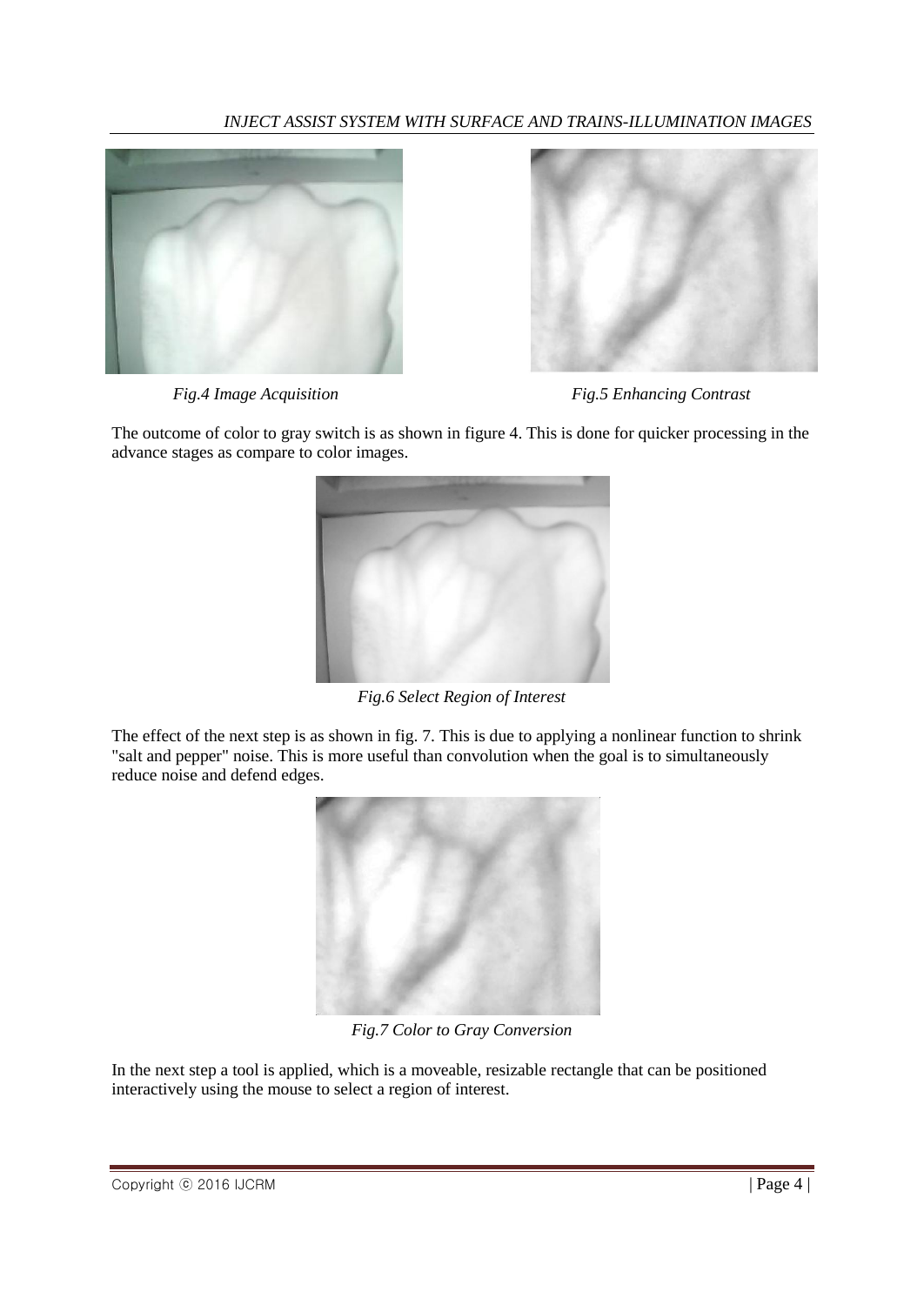*Fig.4 Image Acquisition*

*Fig.5 Enhancing Contrast*

The outcome of color to gray switch is as shown in figure 4. This is done for quicker processing in the advance stages as compare to color images.

*Fig.6 Select Region of Interest*

The effect of the next step is as shown in fig. 7. This is due to applying a nonlinear function to shrink "salt and pepper" noise. This is more useful than convolution when the goal is to simultaneously reduce noise and defend edges.

*Fig.7 Color to Gray Conversion*

In the next step a tool is applied, which is a moveable, resizable rectangle that can be positioned interactively using the mouse to select a region of interest.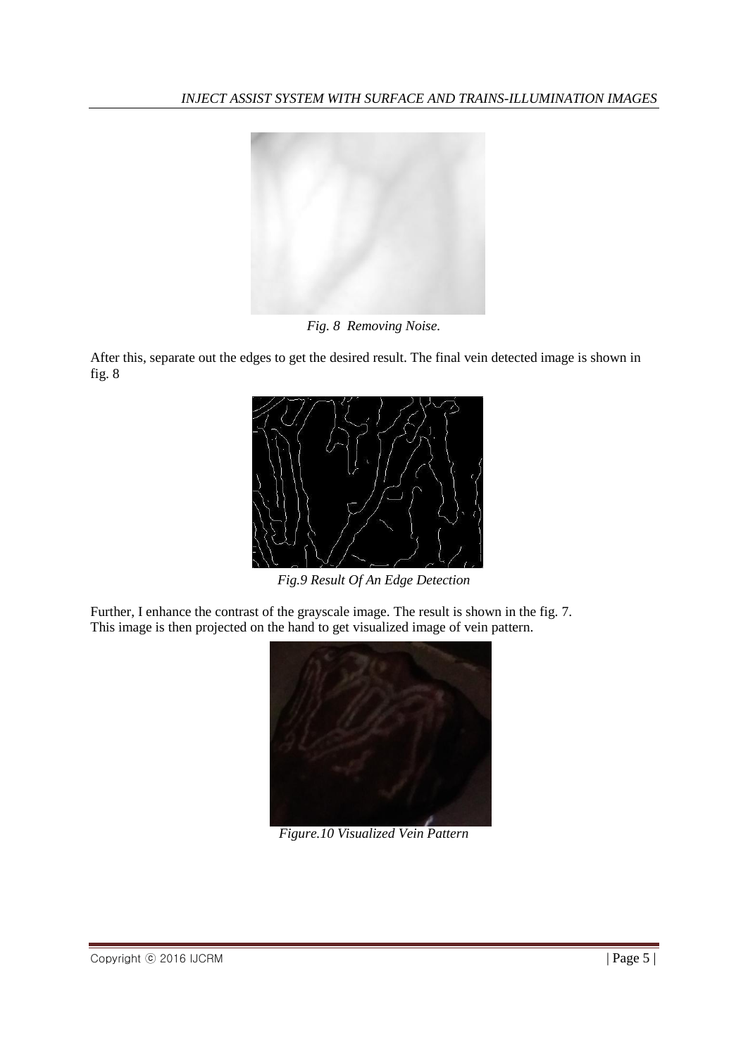*Fig. 8 Removing Noise.*

After this, separate out the edges to get the desired result. The final vein detected image is shown in fig. 8

*Fig.9 Result Of An Edge Detection*

Further, I enhance the contrast of the grayscale image. The result is shown in the fig. 7.
This image is then projected on the hand to get visualized image of vein pattern.

*Figure.10 Visualized Vein Pattern*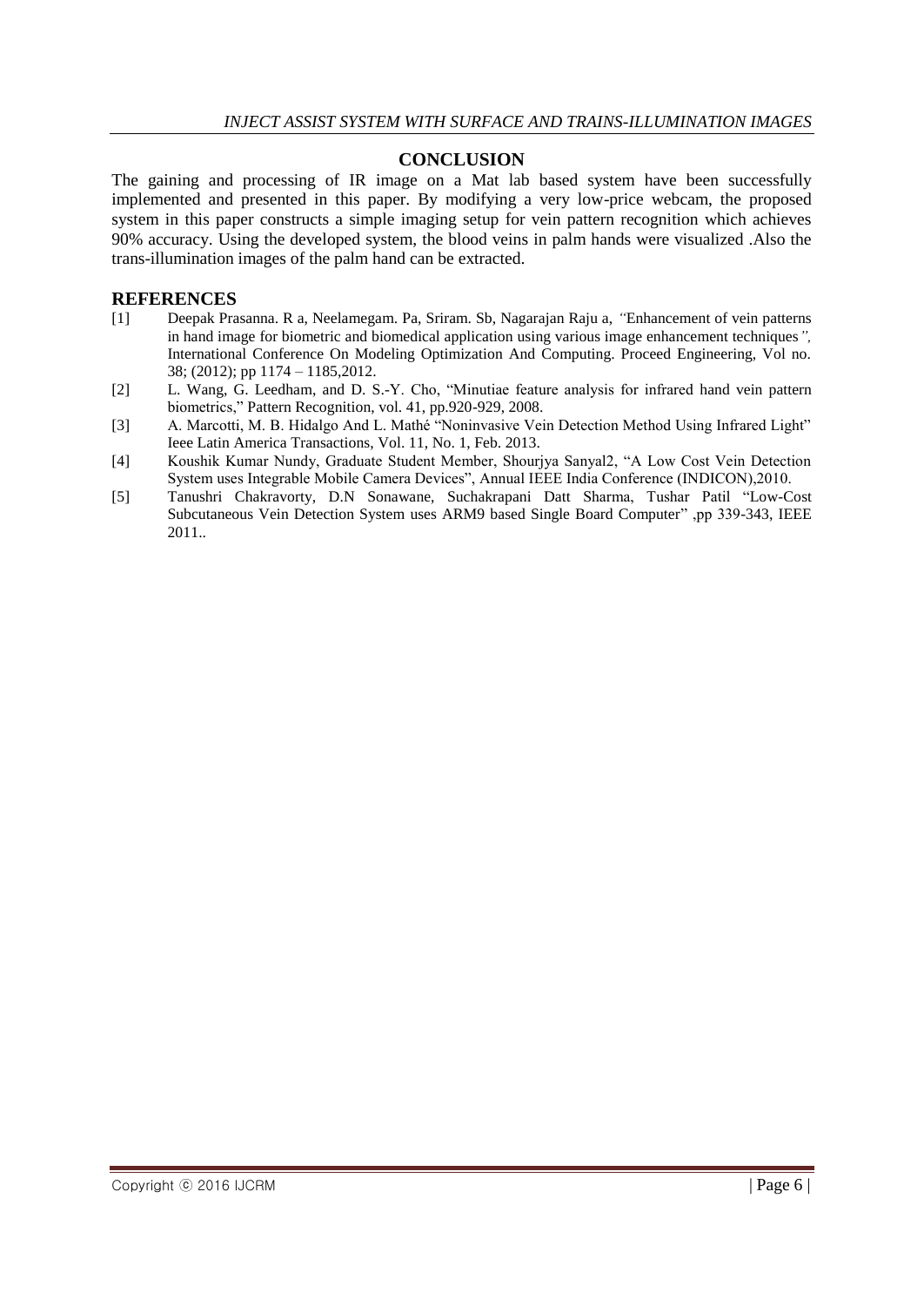## CONCLUSION

The gaining and processing of IR image on a Mat lab based system have been successfully implemented and presented in this paper. By modifying a very low-price webcam, the proposed system in this paper constructs a simple imaging setup for vein pattern recognition which achieves 90% accuracy. Using the developed system, the blood veins in palm hands were visualized .Also the trans-illumination images of the palm hand can be extracted.

## REFERENCES

[1] Deepak Prasanna. R a, Neelamegam. Pa, Sriram. Sb, Nagarajan Raju a, *"*Enhancement of vein patterns in hand image for biometric and biomedical application using various image enhancement techniques*",* International Conference On Modeling Optimization And Computing. Proceed Engineering, Vol no. 38; (2012); pp 1174 – 1185,2012.

[2] L. Wang, G. Leedham, and D. S.-Y. Cho, "Minutiae feature analysis for infrared hand vein pattern biometrics," Pattern Recognition, vol. 41, pp.920-929, 2008.

[3] A. Marcotti, M. B. Hidalgo And L. Mathé "Noninvasive Vein Detection Method Using Infrared Light" Ieee Latin America Transactions, Vol. 11, No. 1, Feb. 2013.

[4] Koushik Kumar Nundy, Graduate Student Member, Shourjya Sanyal2, "A Low Cost Vein Detection System uses Integrable Mobile Camera Devices", Annual IEEE India Conference (INDICON),2010.

[5] Tanushri Chakravorty, D.N Sonawane, Suchakrapani Datt Sharma, Tushar Patil "Low-Cost Subcutaneous Vein Detection System uses ARM9 based Single Board Computer" ,pp 339-343, IEEE 2011..